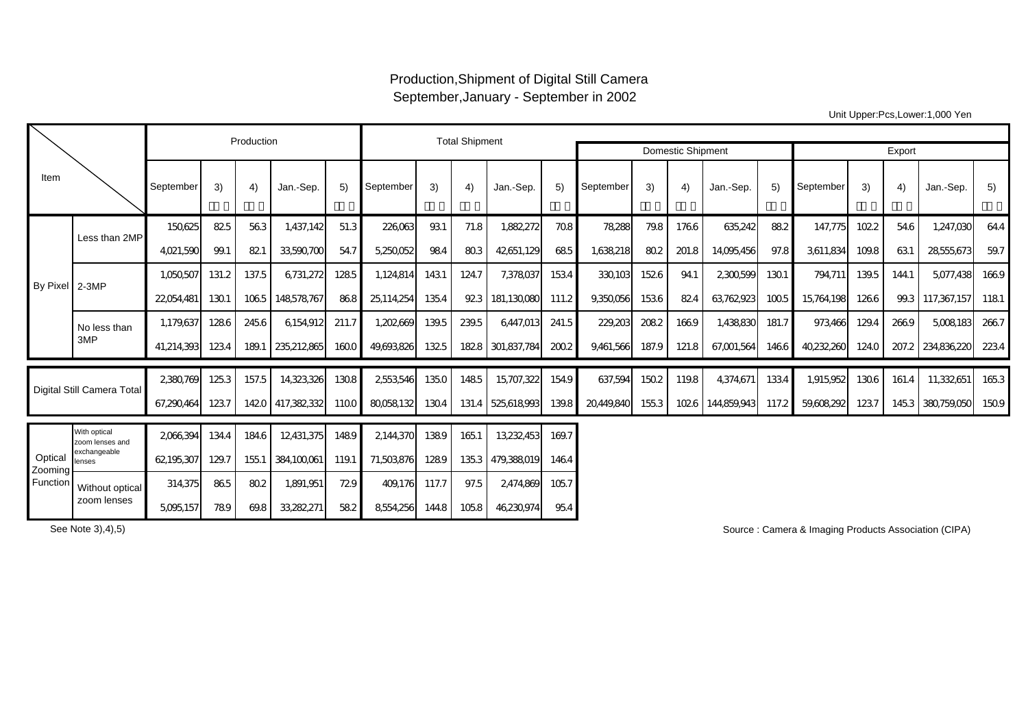# Production,Shipment of Digital Still Camera
## September,January - September in 2002

Unit Upper:Pcs,Lower:1,000 Yen

| Item | | Production | | | | | Total Shipment | | | | | Domestic Shipment | | | | | Export | | | | |
|---|---|---|---|---|---|---|---|---|---|---|---|---|---|---|---|---|---|---|---|---|---|
| | | September | 3) | 4) | Jan.-Sep. | 5) | September | 3) | 4) | Jan.-Sep. | 5) | September | 3) | 4) | Jan.-Sep. | 5) | September | 3) | 4) | Jan.-Sep. | 5) |
| By Pixel | Less than 2MP | 150,625 | 82.5 | 56.3 | 1,437,142 | 51.3 | 226,063 | 93.1 | 71.8 | 1,882,272 | 70.8 | 78,288 | 79.8 | 176.6 | 635,242 | 88.2 | 147,775 | 102.2 | 54.6 | 1,247,030 | 64.4 |
| | | 4,021,590 | 99.1 | 82.1 | 33,590,700 | 54.7 | 5,250,052 | 98.4 | 80.3 | 42,651,129 | 68.5 | 1,638,218 | 80.2 | 201.8 | 14,095,456 | 97.8 | 3,611,834 | 109.8 | 63.1 | 28,555,673 | 59.7 |
| | 2-3MP | 1,050,507 | 131.2 | 137.5 | 6,731,272 | 128.5 | 1,124,814 | 143.1 | 124.7 | 7,378,037 | 153.4 | 330,103 | 152.6 | 94.1 | 2,300,599 | 130.1 | 794,711 | 139.5 | 144.1 | 5,077,438 | 166.9 |
| | | 22,054,481 | 130.1 | 106.5 | 148,578,767 | 86.8 | 25,114,254 | 135.4 | 92.3 | 181,130,080 | 111.2 | 9,350,056 | 153.6 | 82.4 | 63,762,923 | 100.5 | 15,764,198 | 126.6 | 99.3 | 117,367,157 | 118.1 |
| | No less than 3MP | 1,179,637 | 128.6 | 245.6 | 6,154,912 | 211.7 | 1,202,669 | 139.5 | 239.5 | 6,447,013 | 241.5 | 229,203 | 208.2 | 166.9 | 1,438,830 | 181.7 | 973,466 | 129.4 | 266.9 | 5,008,183 | 266.7 |
| | | 41,214,393 | 123.4 | 189.1 | 235,212,865 | 160.0 | 49,693,826 | 132.5 | 182.8 | 301,837,784 | 200.2 | 9,461,566 | 187.9 | 121.8 | 67,001,564 | 146.6 | 40,232,260 | 124.0 | 207.2 | 234,836,220 | 223.4 |
| Digital Still Camera Total | | 2,380,769 | 125.3 | 157.5 | 14,323,326 | 130.8 | 2,553,546 | 135.0 | 148.5 | 15,707,322 | 154.9 | 637,594 | 150.2 | 119.8 | 4,374,671 | 133.4 | 1,915,952 | 130.6 | 161.4 | 11,332,651 | 165.3 |
| | | 67,290,464 | 123.7 | 142.0 | 417,382,332 | 110.0 | 80,058,132 | 130.4 | 131.4 | 525,618,993 | 139.8 | 20,449,840 | 155.3 | 102.6 | 144,859,943 | 117.2 | 59,608,292 | 123.7 | 145.3 | 380,759,050 | 150.9 |
| Optical Zooming Function | With optical zoom lenses and exchangeable lenses | 2,066,394 | 134.4 | 184.6 | 12,431,375 | 148.9 | 2,144,370 | 138.9 | 165.1 | 13,232,453 | 169.7 | | | | | | | | | | |
| | | 62,195,307 | 129.7 | 155.1 | 384,100,061 | 119.1 | 71,503,876 | 128.9 | 135.3 | 479,388,019 | 146.4 | | | | | | | | | | |
| | Without optical zoom lenses | 314,375 | 86.5 | 80.2 | 1,891,951 | 72.9 | 409,176 | 117.7 | 97.5 | 2,474,869 | 105.7 | | | | | | | | | | |
| | | 5,095,157 | 78.9 | 69.8 | 33,282,271 | 58.2 | 8,554,256 | 144.8 | 105.8 | 46,230,974 | 95.4 | | | | | | | | | | |

See Note 3),4),5)

Source : Camera & Imaging Products Association (CIPA)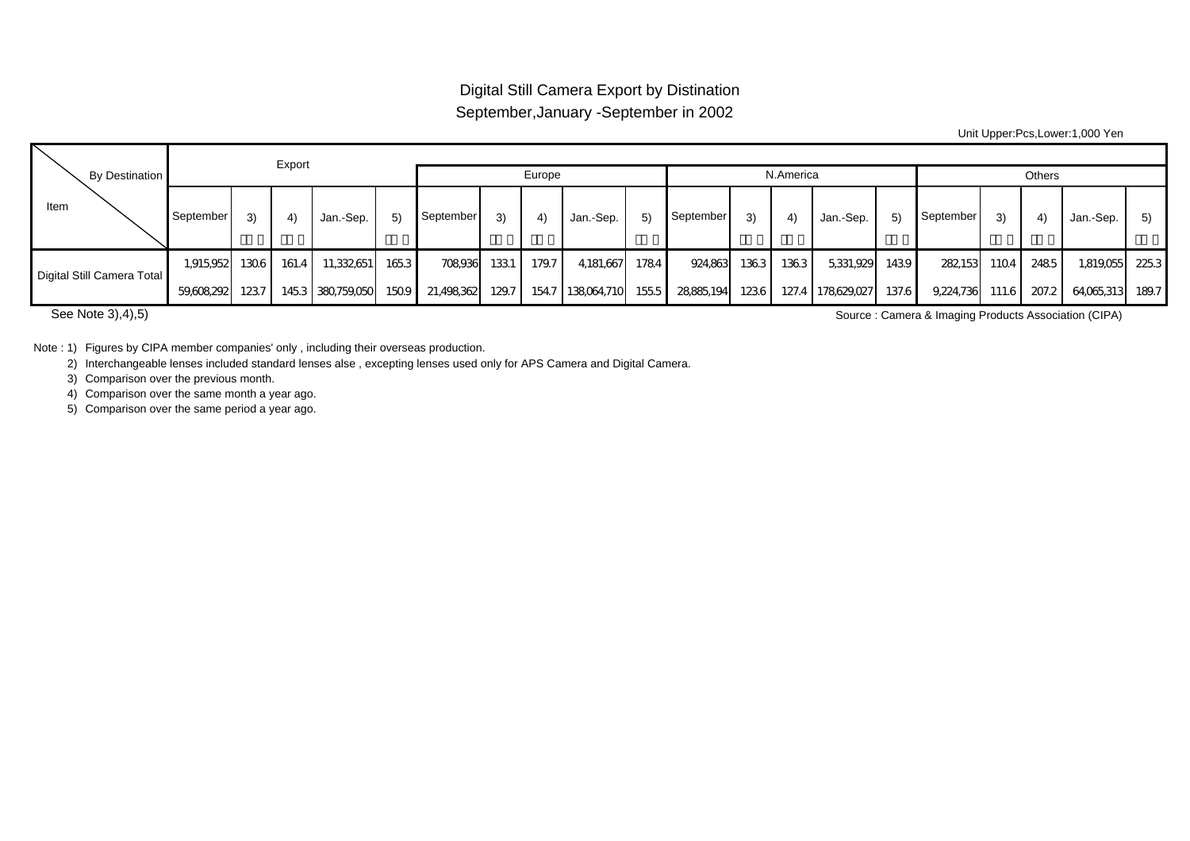# Digital Still Camera Export by Distination

## September,January -September in 2002

Unit Upper:Pcs,Lower:1,000 Yen

| By Destination / Item | Export | | | | | Europe | | | | | N.America | | | | | Others | | | | |
|---|---|---|---|---|---|---|---|---|---|---|---|---|---|---|---|---|---|---|---|---|
| | September | 3) | 4) | Jan.-Sep. | 5) | September | 3) | 4) | Jan.-Sep. | 5) | September | 3) | 4) | Jan.-Sep. | 5) | September | 3) | 4) | Jan.-Sep. | 5) |
| Digital Still Camera Total | 1,915,952 | 130.6 | 161.4 | 11,332,651 | 165.3 | 708,936 | 133.1 | 179.7 | 4,181,667 | 178.4 | 924,863 | 136.3 | 136.3 | 5,331,929 | 143.9 | 282,153 | 110.4 | 248.5 | 1,819,055 | 225.3 |
| | 59,608,292 | 123.7 | 145.3 | 380,759,050 | 150.9 | 21,498,362 | 129.7 | 154.7 | 138,064,710 | 155.5 | 28,885,194 | 123.6 | 127.4 | 178,629,027 | 137.6 | 9,224,736 | 111.6 | 207.2 | 64,065,313 | 189.7 |

See Note 3),4),5)

Source : Camera & Imaging Products Association (CIPA)

Note : 1) Figures by CIPA member companies' only , including their overseas production.

2) Interchangeable lenses included standard lenses alse , excepting lenses used only for APS Camera and Digital Camera.

3) Comparison over the previous month.

4) Comparison over the same month a year ago.

5) Comparison over the same period a year ago.